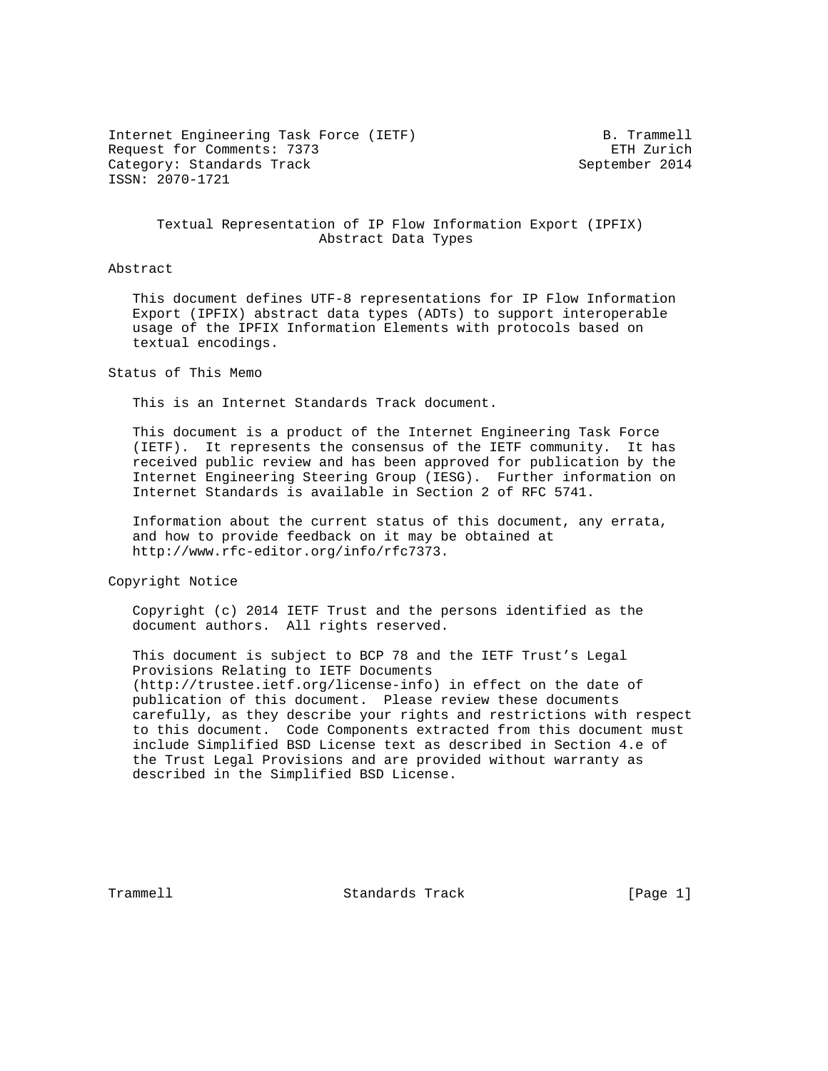Internet Engineering Task Force (IETF) B. Trammell
Request for Comments: 7373 ETH Zurich
Category: Standards Track September 2014
ISSN: 2070-1721

# Textual Representation of IP Flow Information Export (IPFIX) Abstract Data Types

## Abstract

This document defines UTF-8 representations for IP Flow Information Export (IPFIX) abstract data types (ADTs) to support interoperable usage of the IPFIX Information Elements with protocols based on textual encodings.

## Status of This Memo

This is an Internet Standards Track document.

This document is a product of the Internet Engineering Task Force (IETF). It represents the consensus of the IETF community. It has received public review and has been approved for publication by the Internet Engineering Steering Group (IESG). Further information on Internet Standards is available in Section 2 of RFC 5741.

Information about the current status of this document, any errata, and how to provide feedback on it may be obtained at http://www.rfc-editor.org/info/rfc7373.

## Copyright Notice

Copyright (c) 2014 IETF Trust and the persons identified as the document authors. All rights reserved.

This document is subject to BCP 78 and the IETF Trust's Legal Provisions Relating to IETF Documents (http://trustee.ietf.org/license-info) in effect on the date of publication of this document. Please review these documents carefully, as they describe your rights and restrictions with respect to this document. Code Components extracted from this document must include Simplified BSD License text as described in Section 4.e of the Trust Legal Provisions and are provided without warranty as described in the Simplified BSD License.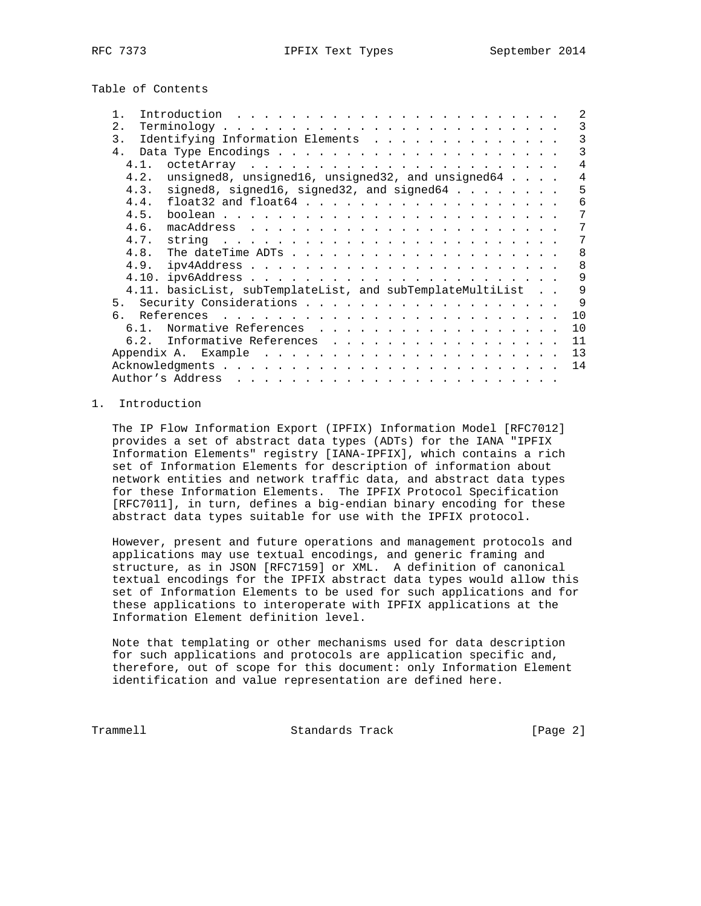Table of Contents

```
   1.  Introduction  . . . . . . . . . . . . . . . . . . . . . . . .   2
   2.  Terminology . . . . . . . . . . . . . . . . . . . . . . . . .   3
   3.  Identifying Information Elements  . . . . . . . . . . . . . .   3
   4.  Data Type Encodings . . . . . . . . . . . . . . . . . . . . .   3
     4.1.  octetArray  . . . . . . . . . . . . . . . . . . . . . . .   4
     4.2.  unsigned8, unsigned16, unsigned32, and unsigned64 . . . .   4
     4.3.  signed8, signed16, signed32, and signed64 . . . . . . . .   5
     4.4.  float32 and float64 . . . . . . . . . . . . . . . . . . .   6
     4.5.  boolean . . . . . . . . . . . . . . . . . . . . . . . . .   7
     4.6.  macAddress  . . . . . . . . . . . . . . . . . . . . . . .   7
     4.7.  string  . . . . . . . . . . . . . . . . . . . . . . . . .   7
     4.8.  The dateTime ADTs . . . . . . . . . . . . . . . . . . . .   8
     4.9.  ipv4Address . . . . . . . . . . . . . . . . . . . . . . .   8
     4.10. ipv6Address . . . . . . . . . . . . . . . . . . . . . . .   9
     4.11. basicList, subTemplateList, and subTemplateMultiList  . .   9
   5.  Security Considerations . . . . . . . . . . . . . . . . . . .   9
   6.  References  . . . . . . . . . . . . . . . . . . . . . . . . .  10
     6.1.  Normative References  . . . . . . . . . . . . . . . . . .  10
     6.2.  Informative References  . . . . . . . . . . . . . . . . .  11
   Appendix A.  Example  . . . . . . . . . . . . . . . . . . . . . .  13
   Acknowledgments . . . . . . . . . . . . . . . . . . . . . . . . .  14
   Author's Address  . . . . . . . . . . . . . . . . . . . . . . . .
```

## 1. Introduction

The IP Flow Information Export (IPFIX) Information Model [RFC7012] provides a set of abstract data types (ADTs) for the IANA "IPFIX Information Elements" registry [IANA-IPFIX], which contains a rich set of Information Elements for description of information about network entities and network traffic data, and abstract data types for these Information Elements. The IPFIX Protocol Specification [RFC7011], in turn, defines a big-endian binary encoding for these abstract data types suitable for use with the IPFIX protocol.

However, present and future operations and management protocols and applications may use textual encodings, and generic framing and structure, as in JSON [RFC7159] or XML. A definition of canonical textual encodings for the IPFIX abstract data types would allow this set of Information Elements to be used for such applications and for these applications to interoperate with IPFIX applications at the Information Element definition level.

Note that templating or other mechanisms used for data description for such applications and protocols are application specific and, therefore, out of scope for this document: only Information Element identification and value representation are defined here.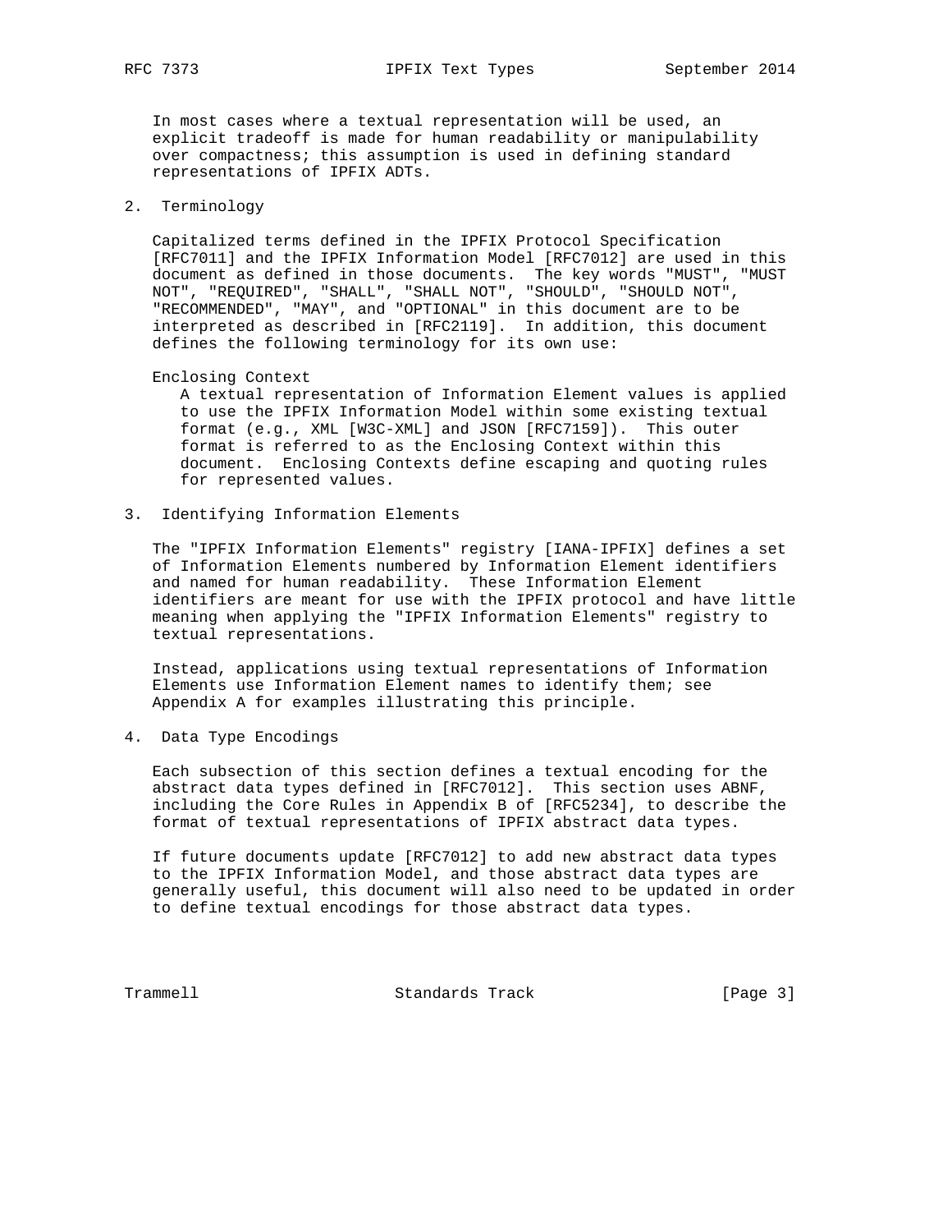In most cases where a textual representation will be used, an explicit tradeoff is made for human readability or manipulability over compactness; this assumption is used in defining standard representations of IPFIX ADTs.

## 2. Terminology

Capitalized terms defined in the IPFIX Protocol Specification [RFC7011] and the IPFIX Information Model [RFC7012] are used in this document as defined in those documents. The key words "MUST", "MUST NOT", "REQUIRED", "SHALL", "SHALL NOT", "SHOULD", "SHOULD NOT", "RECOMMENDED", "MAY", and "OPTIONAL" in this document are to be interpreted as described in [RFC2119]. In addition, this document defines the following terminology for its own use:

Enclosing Context
: A textual representation of Information Element values is applied to use the IPFIX Information Model within some existing textual format (e.g., XML [W3C-XML] and JSON [RFC7159]). This outer format is referred to as the Enclosing Context within this document. Enclosing Contexts define escaping and quoting rules for represented values.

## 3. Identifying Information Elements

The "IPFIX Information Elements" registry [IANA-IPFIX] defines a set of Information Elements numbered by Information Element identifiers and named for human readability. These Information Element identifiers are meant for use with the IPFIX protocol and have little meaning when applying the "IPFIX Information Elements" registry to textual representations.

Instead, applications using textual representations of Information Elements use Information Element names to identify them; see Appendix A for examples illustrating this principle.

## 4. Data Type Encodings

Each subsection of this section defines a textual encoding for the abstract data types defined in [RFC7012]. This section uses ABNF, including the Core Rules in Appendix B of [RFC5234], to describe the format of textual representations of IPFIX abstract data types.

If future documents update [RFC7012] to add new abstract data types to the IPFIX Information Model, and those abstract data types are generally useful, this document will also need to be updated in order to define textual encodings for those abstract data types.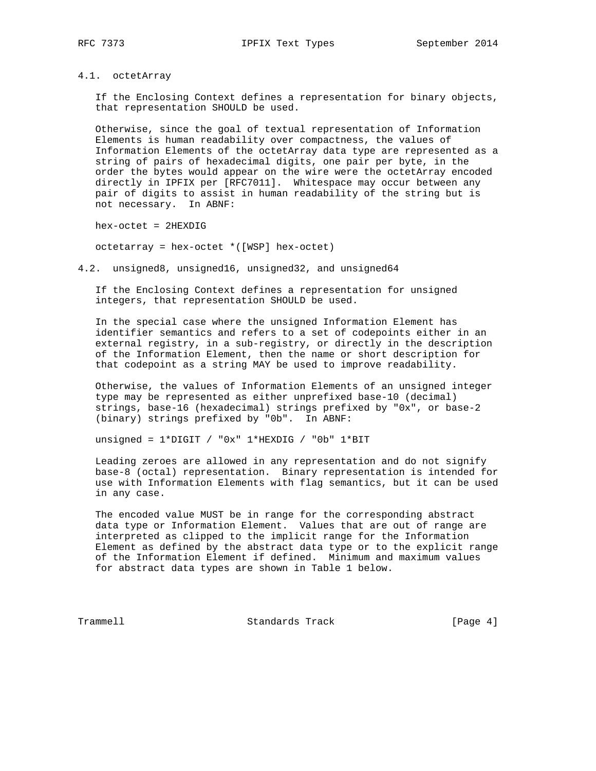### 4.1. octetArray

If the Enclosing Context defines a representation for binary objects, that representation SHOULD be used.

Otherwise, since the goal of textual representation of Information Elements is human readability over compactness, the values of Information Elements of the octetArray data type are represented as a string of pairs of hexadecimal digits, one pair per byte, in the order the bytes would appear on the wire were the octetArray encoded directly in IPFIX per [RFC7011]. Whitespace may occur between any pair of digits to assist in human readability of the string but is not necessary. In ABNF:

```
hex-octet = 2HEXDIG

octetarray = hex-octet *([WSP] hex-octet)
```

### 4.2. unsigned8, unsigned16, unsigned32, and unsigned64

If the Enclosing Context defines a representation for unsigned integers, that representation SHOULD be used.

In the special case where the unsigned Information Element has identifier semantics and refers to a set of codepoints either in an external registry, in a sub-registry, or directly in the description of the Information Element, then the name or short description for that codepoint as a string MAY be used to improve readability.

Otherwise, the values of Information Elements of an unsigned integer type may be represented as either unprefixed base-10 (decimal) strings, base-16 (hexadecimal) strings prefixed by "0x", or base-2 (binary) strings prefixed by "0b". In ABNF:

```
unsigned = 1*DIGIT / "0x" 1*HEXDIG / "0b" 1*BIT
```

Leading zeroes are allowed in any representation and do not signify base-8 (octal) representation. Binary representation is intended for use with Information Elements with flag semantics, but it can be used in any case.

The encoded value MUST be in range for the corresponding abstract data type or Information Element. Values that are out of range are interpreted as clipped to the implicit range for the Information Element as defined by the abstract data type or to the explicit range of the Information Element if defined. Minimum and maximum values for abstract data types are shown in Table 1 below.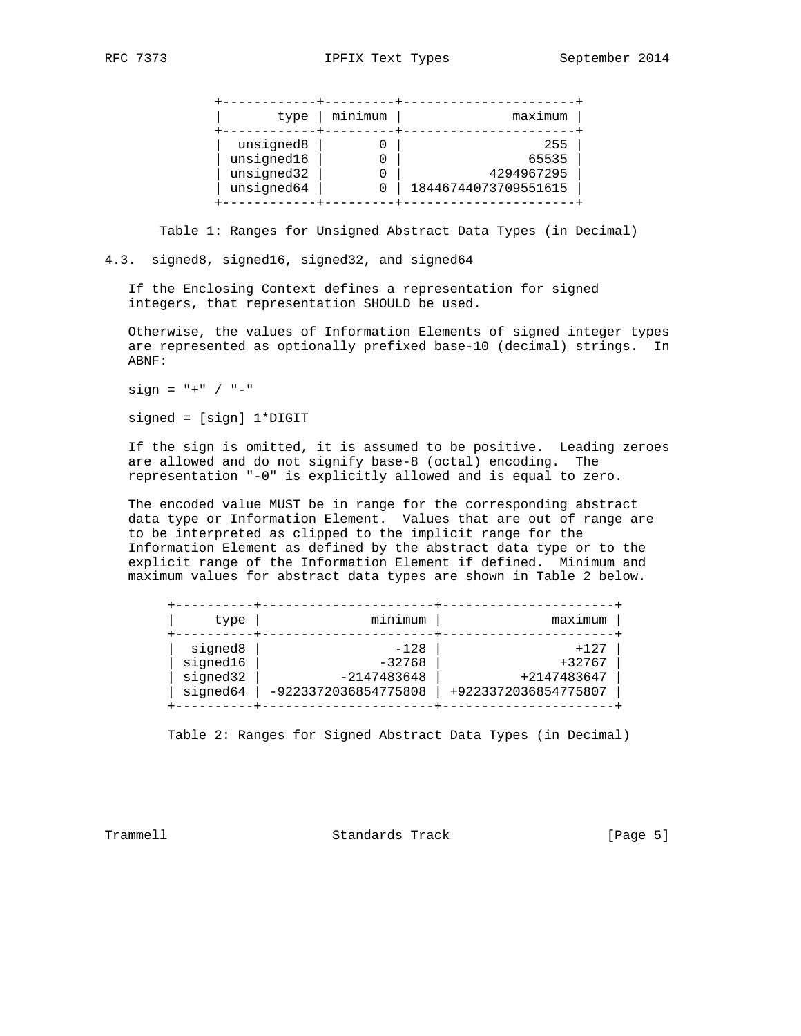| type | minimum | maximum |
| --- | --- | --- |
| unsigned8 | 0 | 255 |
| unsigned16 | 0 | 65535 |
| unsigned32 | 0 | 4294967295 |
| unsigned64 | 0 | 18446744073709551615 |

Table 1: Ranges for Unsigned Abstract Data Types (in Decimal)

### 4.3. signed8, signed16, signed32, and signed64

If the Enclosing Context defines a representation for signed integers, that representation SHOULD be used.

Otherwise, the values of Information Elements of signed integer types are represented as optionally prefixed base-10 (decimal) strings. In ABNF:

```
sign = "+" / "-"

signed = [sign] 1*DIGIT
```

If the sign is omitted, it is assumed to be positive. Leading zeroes are allowed and do not signify base-8 (octal) encoding. The representation "-0" is explicitly allowed and is equal to zero.

The encoded value MUST be in range for the corresponding abstract data type or Information Element. Values that are out of range are to be interpreted as clipped to the implicit range for the Information Element as defined by the abstract data type or to the explicit range of the Information Element if defined. Minimum and maximum values for abstract data types are shown in Table 2 below.

| type | minimum | maximum |
| --- | --- | --- |
| signed8 | -128 | +127 |
| signed16 | -32768 | +32767 |
| signed32 | -2147483648 | +2147483647 |
| signed64 | -9223372036854775808 | +9223372036854775807 |

Table 2: Ranges for Signed Abstract Data Types (in Decimal)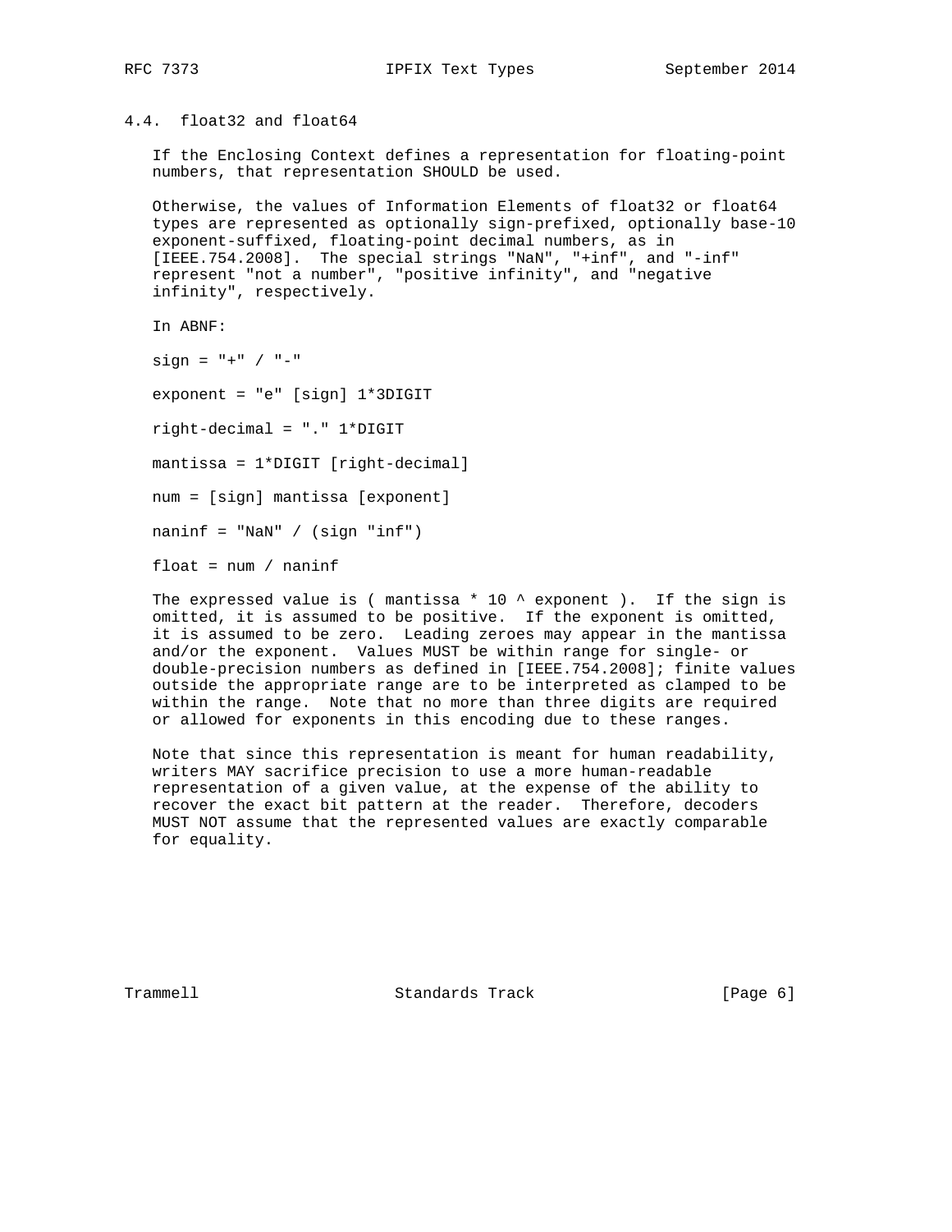### 4.4. float32 and float64

If the Enclosing Context defines a representation for floating-point numbers, that representation SHOULD be used.

Otherwise, the values of Information Elements of float32 or float64 types are represented as optionally sign-prefixed, optionally base-10 exponent-suffixed, floating-point decimal numbers, as in [IEEE.754.2008]. The special strings "NaN", "+inf", and "-inf" represent "not a number", "positive infinity", and "negative infinity", respectively.

In ABNF:

```
sign = "+" / "-"

exponent = "e" [sign] 1*3DIGIT

right-decimal = "." 1*DIGIT

mantissa = 1*DIGIT [right-decimal]

num = [sign] mantissa [exponent]

naninf = "NaN" / (sign "inf")

float = num / naninf
```

The expressed value is ( mantissa * 10 ^ exponent ). If the sign is omitted, it is assumed to be positive. If the exponent is omitted, it is assumed to be zero. Leading zeroes may appear in the mantissa and/or the exponent. Values MUST be within range for single- or double-precision numbers as defined in [IEEE.754.2008]; finite values outside the appropriate range are to be interpreted as clamped to be within the range. Note that no more than three digits are required or allowed for exponents in this encoding due to these ranges.

Note that since this representation is meant for human readability, writers MAY sacrifice precision to use a more human-readable representation of a given value, at the expense of the ability to recover the exact bit pattern at the reader. Therefore, decoders MUST NOT assume that the represented values are exactly comparable for equality.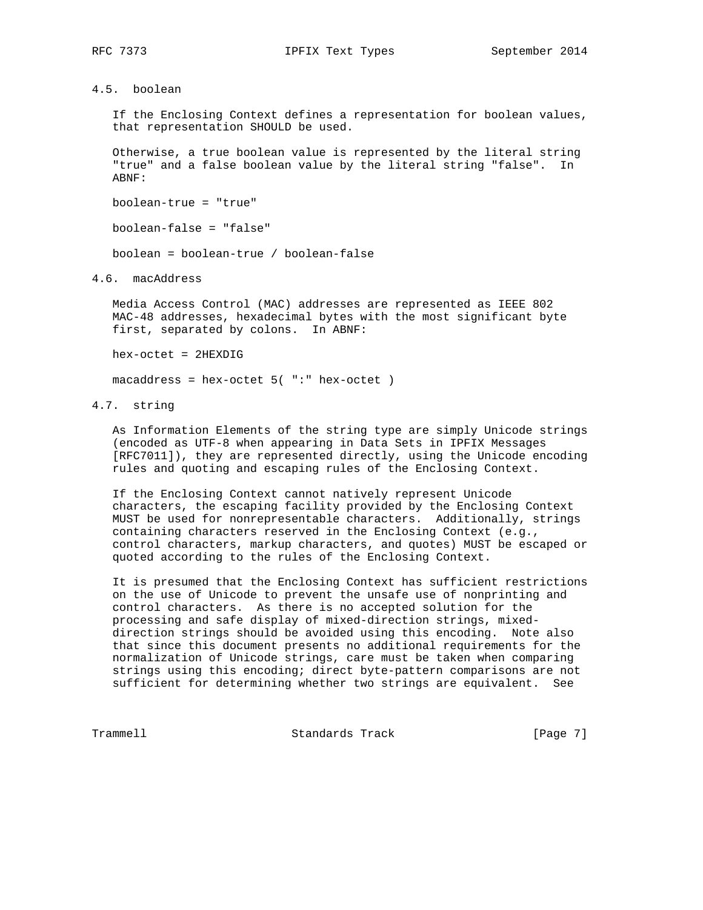### 4.5. boolean

If the Enclosing Context defines a representation for boolean values, that representation SHOULD be used.

Otherwise, a true boolean value is represented by the literal string "true" and a false boolean value by the literal string "false". In ABNF:

```
boolean-true = "true"

boolean-false = "false"

boolean = boolean-true / boolean-false
```

### 4.6. macAddress

Media Access Control (MAC) addresses are represented as IEEE 802 MAC-48 addresses, hexadecimal bytes with the most significant byte first, separated by colons. In ABNF:

```
hex-octet = 2HEXDIG

macaddress = hex-octet 5( ":" hex-octet )
```

### 4.7. string

As Information Elements of the string type are simply Unicode strings (encoded as UTF-8 when appearing in Data Sets in IPFIX Messages [RFC7011]), they are represented directly, using the Unicode encoding rules and quoting and escaping rules of the Enclosing Context.

If the Enclosing Context cannot natively represent Unicode characters, the escaping facility provided by the Enclosing Context MUST be used for nonrepresentable characters. Additionally, strings containing characters reserved in the Enclosing Context (e.g., control characters, markup characters, and quotes) MUST be escaped or quoted according to the rules of the Enclosing Context.

It is presumed that the Enclosing Context has sufficient restrictions on the use of Unicode to prevent the unsafe use of nonprinting and control characters. As there is no accepted solution for the processing and safe display of mixed-direction strings, mixed-direction strings should be avoided using this encoding. Note also that since this document presents no additional requirements for the normalization of Unicode strings, care must be taken when comparing strings using this encoding; direct byte-pattern comparisons are not sufficient for determining whether two strings are equivalent. See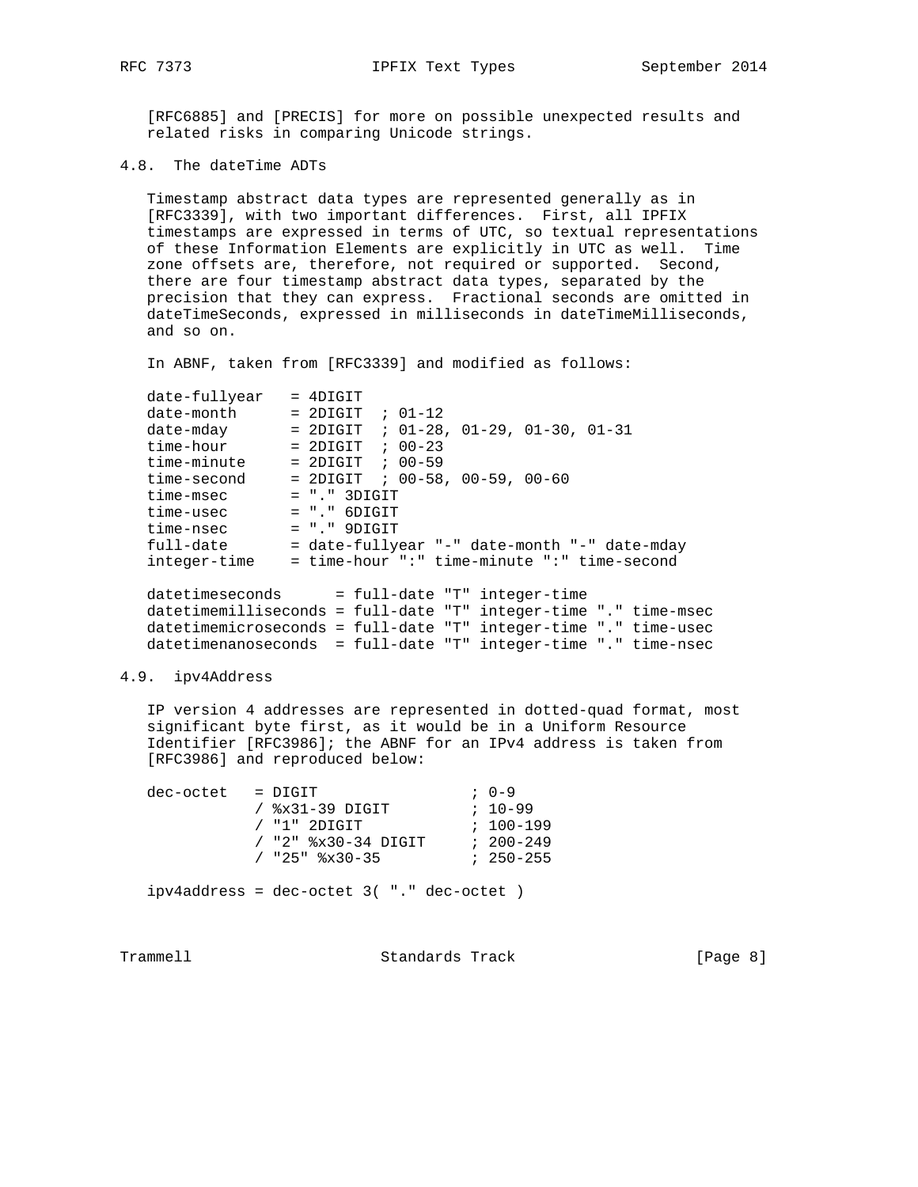[RFC6885] and [PRECIS] for more on possible unexpected results and related risks in comparing Unicode strings.

### 4.8. The dateTime ADTs

Timestamp abstract data types are represented generally as in [RFC3339], with two important differences. First, all IPFIX timestamps are expressed in terms of UTC, so textual representations of these Information Elements are explicitly in UTC as well. Time zone offsets are, therefore, not required or supported. Second, there are four timestamp abstract data types, separated by the precision that they can express. Fractional seconds are omitted in dateTimeSeconds, expressed in milliseconds in dateTimeMilliseconds, and so on.

In ABNF, taken from [RFC3339] and modified as follows:

```
date-fullyear   = 4DIGIT
date-month      = 2DIGIT  ; 01-12
date-mday       = 2DIGIT  ; 01-28, 01-29, 01-30, 01-31
time-hour       = 2DIGIT  ; 00-23
time-minute     = 2DIGIT  ; 00-59
time-second     = 2DIGIT  ; 00-58, 00-59, 00-60
time-msec       = "." 3DIGIT
time-usec       = "." 6DIGIT
time-nsec       = "." 9DIGIT
full-date       = date-fullyear "-" date-month "-" date-mday
integer-time    = time-hour ":" time-minute ":" time-second

datetimeseconds      = full-date "T" integer-time
datetimemilliseconds = full-date "T" integer-time "." time-msec
datetimemicroseconds = full-date "T" integer-time "." time-usec
datetimenanoseconds  = full-date "T" integer-time "." time-nsec
```

### 4.9. ipv4Address

IP version 4 addresses are represented in dotted-quad format, most significant byte first, as it would be in a Uniform Resource Identifier [RFC3986]; the ABNF for an IPv4 address is taken from [RFC3986] and reproduced below:

```
dec-octet   = DIGIT                 ; 0-9
            / %x31-39 DIGIT         ; 10-99
            / "1" 2DIGIT            ; 100-199
            / "2" %x30-34 DIGIT     ; 200-249
            / "25" %x30-35          ; 250-255

ipv4address = dec-octet 3( "." dec-octet )
```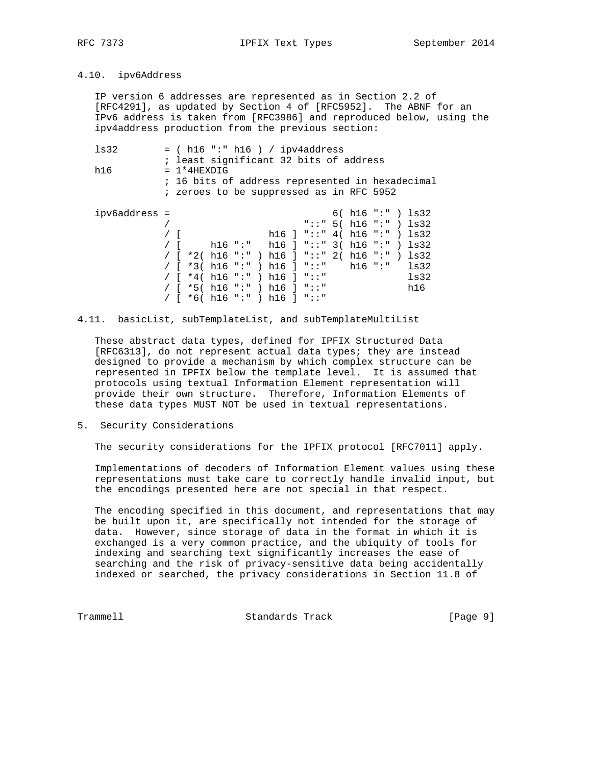## 4.10. ipv6Address

IP version 6 addresses are represented as in Section 2.2 of [RFC4291], as updated by Section 4 of [RFC5952]. The ABNF for an IPv6 address is taken from [RFC3986] and reproduced below, using the ipv4address production from the previous section:

```
ls32        = ( h16 ":" h16 ) / ipv4address
            ; least significant 32 bits of address
h16         = 1*4HEXDIG
            ; 16 bits of address represented in hexadecimal
            ; zeroes to be suppressed as in RFC 5952

ipv6address =                            6( h16 ":" ) ls32
            /                       "::" 5( h16 ":" ) ls32
            / [               h16 ] "::" 4( h16 ":" ) ls32
            / [     h16 ":"   h16 ] "::" 3( h16 ":" ) ls32
            / [ *2( h16 ":" ) h16 ] "::" 2( h16 ":" ) ls32
            / [ *3( h16 ":" ) h16 ] "::"    h16 ":"   ls32
            / [ *4( h16 ":" ) h16 ] "::"              ls32
            / [ *5( h16 ":" ) h16 ] "::"              h16
            / [ *6( h16 ":" ) h16 ] "::"
```

## 4.11. basicList, subTemplateList, and subTemplateMultiList

These abstract data types, defined for IPFIX Structured Data [RFC6313], do not represent actual data types; they are instead designed to provide a mechanism by which complex structure can be represented in IPFIX below the template level. It is assumed that protocols using textual Information Element representation will provide their own structure. Therefore, Information Elements of these data types MUST NOT be used in textual representations.

# 5. Security Considerations

The security considerations for the IPFIX protocol [RFC7011] apply.

Implementations of decoders of Information Element values using these representations must take care to correctly handle invalid input, but the encodings presented here are not special in that respect.

The encoding specified in this document, and representations that may be built upon it, are specifically not intended for the storage of data. However, since storage of data in the format in which it is exchanged is a very common practice, and the ubiquity of tools for indexing and searching text significantly increases the ease of searching and the risk of privacy-sensitive data being accidentally indexed or searched, the privacy considerations in Section 11.8 of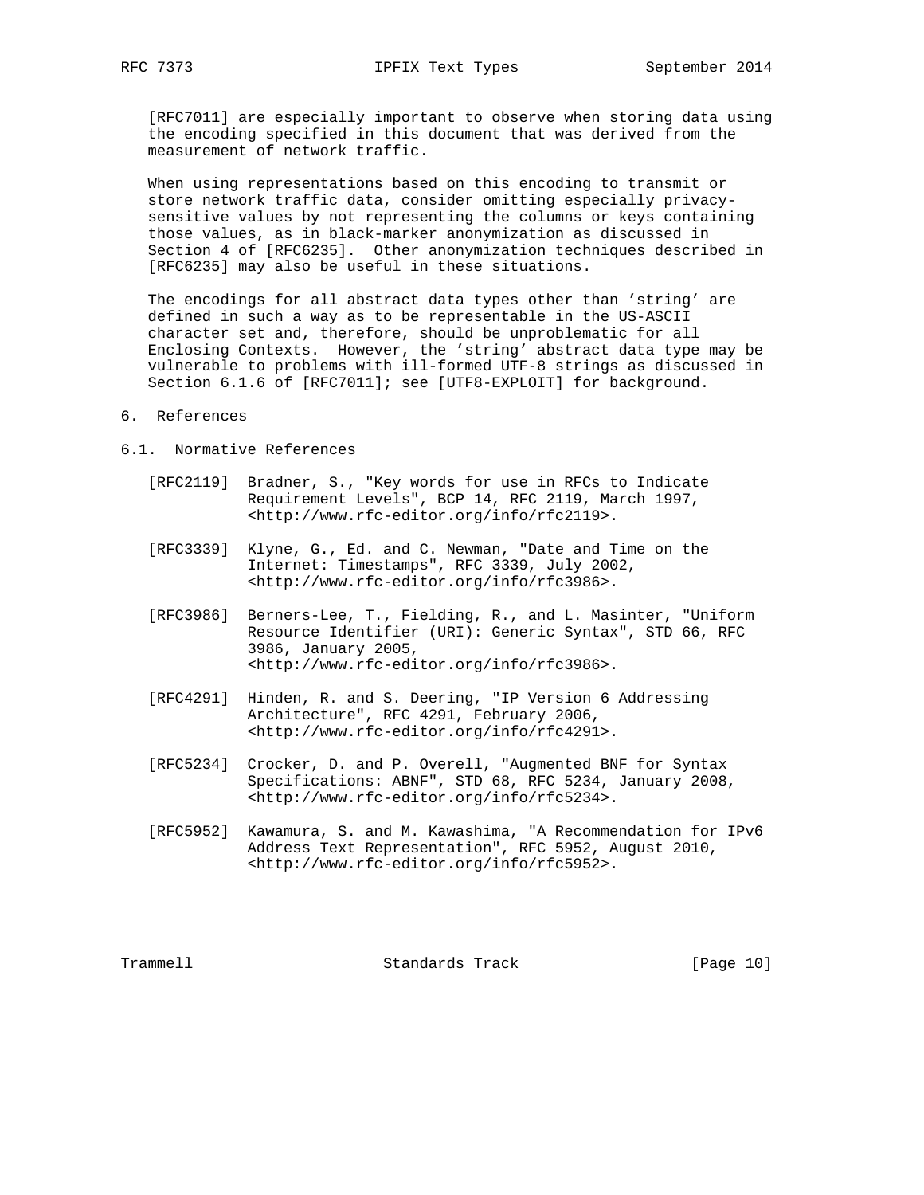[RFC7011] are especially important to observe when storing data using the encoding specified in this document that was derived from the measurement of network traffic.

When using representations based on this encoding to transmit or store network traffic data, consider omitting especially privacy-sensitive values by not representing the columns or keys containing those values, as in black-marker anonymization as discussed in Section 4 of [RFC6235]. Other anonymization techniques described in [RFC6235] may also be useful in these situations.

The encodings for all abstract data types other than 'string' are defined in such a way as to be representable in the US-ASCII character set and, therefore, should be unproblematic for all Enclosing Contexts. However, the 'string' abstract data type may be vulnerable to problems with ill-formed UTF-8 strings as discussed in Section 6.1.6 of [RFC7011]; see [UTF8-EXPLOIT] for background.

## 6. References

### 6.1. Normative References

[RFC2119] Bradner, S., "Key words for use in RFCs to Indicate Requirement Levels", BCP 14, RFC 2119, March 1997, <http://www.rfc-editor.org/info/rfc2119>.

[RFC3339] Klyne, G., Ed. and C. Newman, "Date and Time on the Internet: Timestamps", RFC 3339, July 2002, <http://www.rfc-editor.org/info/rfc3986>.

[RFC3986] Berners-Lee, T., Fielding, R., and L. Masinter, "Uniform Resource Identifier (URI): Generic Syntax", STD 66, RFC 3986, January 2005, <http://www.rfc-editor.org/info/rfc3986>.

[RFC4291] Hinden, R. and S. Deering, "IP Version 6 Addressing Architecture", RFC 4291, February 2006, <http://www.rfc-editor.org/info/rfc4291>.

[RFC5234] Crocker, D. and P. Overell, "Augmented BNF for Syntax Specifications: ABNF", STD 68, RFC 5234, January 2008, <http://www.rfc-editor.org/info/rfc5234>.

[RFC5952] Kawamura, S. and M. Kawashima, "A Recommendation for IPv6 Address Text Representation", RFC 5952, August 2010, <http://www.rfc-editor.org/info/rfc5952>.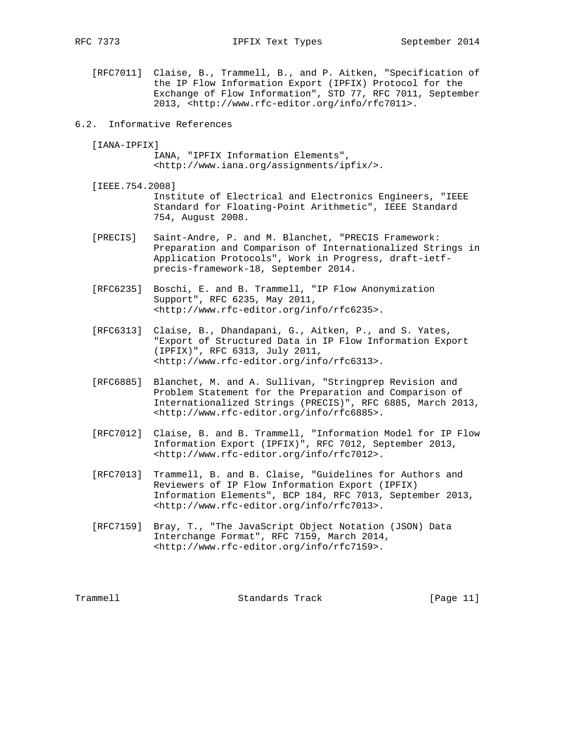[RFC7011] Claise, B., Trammell, B., and P. Aitken, "Specification of the IP Flow Information Export (IPFIX) Protocol for the Exchange of Flow Information", STD 77, RFC 7011, September 2013, <http://www.rfc-editor.org/info/rfc7011>.

## 6.2. Informative References

[IANA-IPFIX] IANA, "IPFIX Information Elements", <http://www.iana.org/assignments/ipfix/>.

[IEEE.754.2008] Institute of Electrical and Electronics Engineers, "IEEE Standard for Floating-Point Arithmetic", IEEE Standard 754, August 2008.

[PRECIS] Saint-Andre, P. and M. Blanchet, "PRECIS Framework: Preparation and Comparison of Internationalized Strings in Application Protocols", Work in Progress, draft-ietf-precis-framework-18, September 2014.

[RFC6235] Boschi, E. and B. Trammell, "IP Flow Anonymization Support", RFC 6235, May 2011, <http://www.rfc-editor.org/info/rfc6235>.

[RFC6313] Claise, B., Dhandapani, G., Aitken, P., and S. Yates, "Export of Structured Data in IP Flow Information Export (IPFIX)", RFC 6313, July 2011, <http://www.rfc-editor.org/info/rfc6313>.

[RFC6885] Blanchet, M. and A. Sullivan, "Stringprep Revision and Problem Statement for the Preparation and Comparison of Internationalized Strings (PRECIS)", RFC 6885, March 2013, <http://www.rfc-editor.org/info/rfc6885>.

[RFC7012] Claise, B. and B. Trammell, "Information Model for IP Flow Information Export (IPFIX)", RFC 7012, September 2013, <http://www.rfc-editor.org/info/rfc7012>.

[RFC7013] Trammell, B. and B. Claise, "Guidelines for Authors and Reviewers of IP Flow Information Export (IPFIX) Information Elements", BCP 184, RFC 7013, September 2013, <http://www.rfc-editor.org/info/rfc7013>.

[RFC7159] Bray, T., "The JavaScript Object Notation (JSON) Data Interchange Format", RFC 7159, March 2014, <http://www.rfc-editor.org/info/rfc7159>.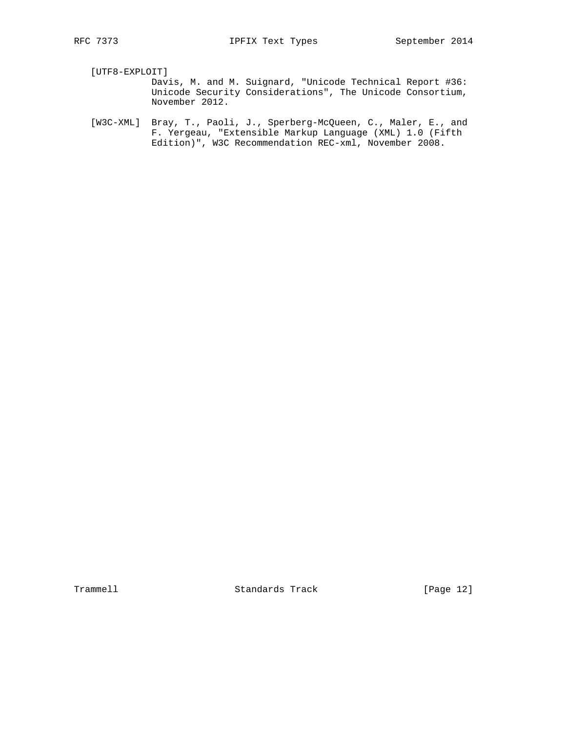[UTF8-EXPLOIT]
Davis, M. and M. Suignard, "Unicode Technical Report #36: Unicode Security Considerations", The Unicode Consortium, November 2012.

[W3C-XML] Bray, T., Paoli, J., Sperberg-McQueen, C., Maler, E., and F. Yergeau, "Extensible Markup Language (XML) 1.0 (Fifth Edition)", W3C Recommendation REC-xml, November 2008.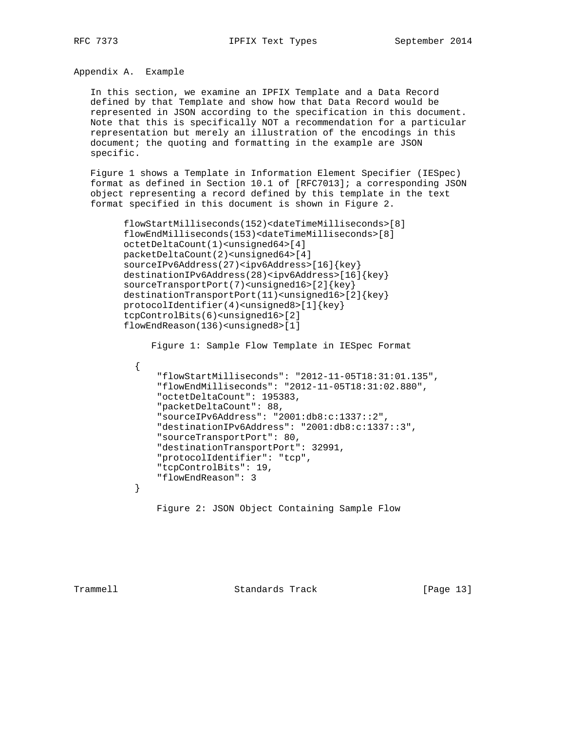## Appendix A. Example

In this section, we examine an IPFIX Template and a Data Record defined by that Template and show how that Data Record would be represented in JSON according to the specification in this document. Note that this is specifically NOT a recommendation for a particular representation but merely an illustration of the encodings in this document; the quoting and formatting in the example are JSON specific.

Figure 1 shows a Template in Information Element Specifier (IESpec) format as defined in Section 10.1 of [RFC7013]; a corresponding JSON object representing a record defined by this template in the text format specified in this document is shown in Figure 2.

```
flowStartMilliseconds(152)<dateTimeMilliseconds>[8]
flowEndMilliseconds(153)<dateTimeMilliseconds>[8]
octetDeltaCount(1)<unsigned64>[4]
packetDeltaCount(2)<unsigned64>[4]
sourceIPv6Address(27)<ipv6Address>[16]{key}
destinationIPv6Address(28)<ipv6Address>[16]{key}
sourceTransportPort(7)<unsigned16>[2]{key}
destinationTransportPort(11)<unsigned16>[2]{key}
protocolIdentifier(4)<unsigned8>[1]{key}
tcpControlBits(6)<unsigned16>[2]
flowEndReason(136)<unsigned8>[1]
```

Figure 1: Sample Flow Template in IESpec Format

```
{
    "flowStartMilliseconds": "2012-11-05T18:31:01.135",
    "flowEndMilliseconds": "2012-11-05T18:31:02.880",
    "octetDeltaCount": 195383,
    "packetDeltaCount": 88,
    "sourceIPv6Address": "2001:db8:c:1337::2",
    "destinationIPv6Address": "2001:db8:c:1337::3",
    "sourceTransportPort": 80,
    "destinationTransportPort": 32991,
    "protocolIdentifier": "tcp",
    "tcpControlBits": 19,
    "flowEndReason": 3
}
```

Figure 2: JSON Object Containing Sample Flow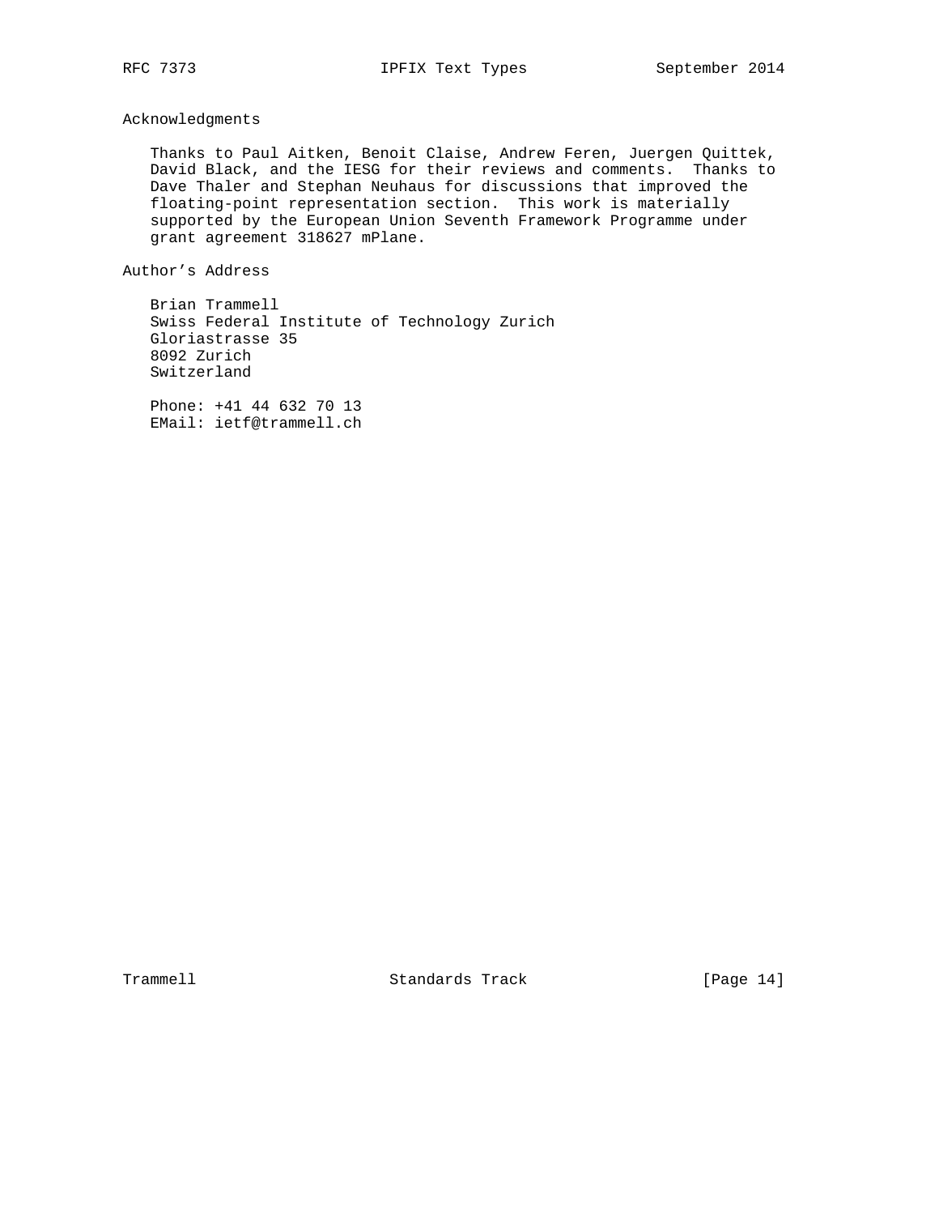## Acknowledgments

Thanks to Paul Aitken, Benoit Claise, Andrew Feren, Juergen Quittek, David Black, and the IESG for their reviews and comments. Thanks to Dave Thaler and Stephan Neuhaus for discussions that improved the floating-point representation section. This work is materially supported by the European Union Seventh Framework Programme under grant agreement 318627 mPlane.

## Author's Address

Brian Trammell
Swiss Federal Institute of Technology Zurich
Gloriastrasse 35
8092 Zurich
Switzerland

Phone: +41 44 632 70 13
EMail: ietf@trammell.ch